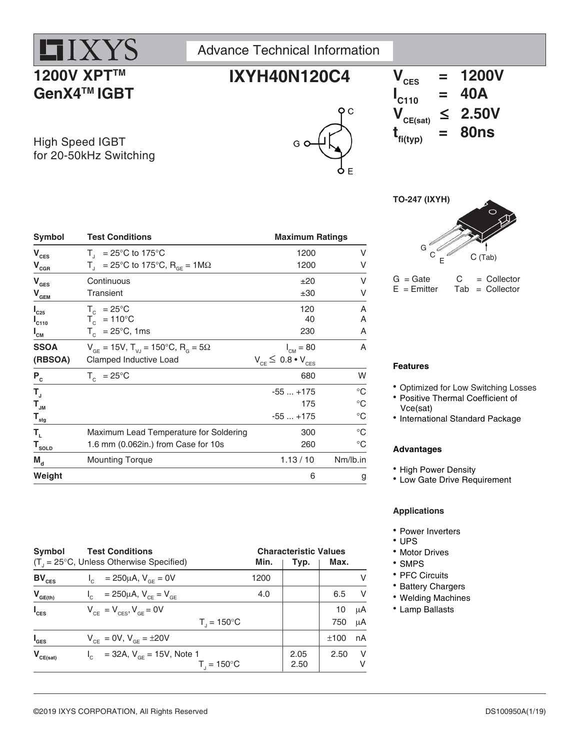# IXYS

Advance Technical Information

## 1200V XPT™ GenX4™ IGBT

## IXYH40N120C4

High Speed IGBT for 20-50kHz Switching

$V_{CES}$ = 1200V
$I_{C110}$ = 40A
$V_{CE(sat)}$ ≤ 2.50V
$t_{fi(typ)}$ = 80ns

TO-247 (IXYH)

G = Gate, C = Collector, E = Emitter, Tab = Collector

| Symbol | Test Conditions | Maximum Ratings | |
|---|---|---|---|
| $V_{CES}$ | $T_J$ = 25°C to 175°C | 1200 | V |
| $V_{CGR}$ | $T_J$ = 25°C to 175°C, $R_{GE}$ = 1MΩ | 1200 | V |
| $V_{GES}$ | Continuous | ±20 | V |
| $V_{GEM}$ | Transient | ±30 | V |
| $I_{C25}$ | $T_C$ = 25°C | 120 | A |
| $I_{C110}$ | $T_C$ = 110°C | 40 | A |
| $I_{CM}$ | $T_C$ = 25°C, 1ms | 230 | A |
| SSOA (RBSOA) | $V_{GE}$ = 15V, $T_{VJ}$ = 150°C, $R_G$ = 5Ω Clamped Inductive Load | $I_{CM}$ = 80 $V_{CE}$ ≤ 0.8 • $V_{CES}$ | A |
| $P_C$ | $T_C$ = 25°C | 680 | W |
| $T_J$ | | -55 ... +175 | °C |
| $T_{JM}$ | | 175 | °C |
| $T_{stg}$ | | -55 ... +175 | °C |
| $T_L$ | Maximum Lead Temperature for Soldering | 300 | °C |
| $T_{SOLD}$ | 1.6 mm (0.062in.) from Case for 10s | 260 | °C |
| $M_d$ | Mounting Torque | 1.13 / 10 | Nm/lb.in |
| Weight | | 6 | g |

| Symbol | Test Conditions ($T_J$ = 25°C, Unless Otherwise Specified) | Min. | Typ. | Max. | |
|---|---|---|---|---|---|
| $BV_{CES}$ | $I_C$ = 250μA, $V_{GE}$ = 0V | 1200 | | | V |
| $V_{GE(th)}$ | $I_C$ = 250μA, $V_{CE}$ = $V_{GE}$ | 4.0 | | 6.5 | V |
| $I_{CES}$ | $V_{CE}$ = $V_{CES}$, $V_{GE}$ = 0V | | | 10 | μA |
| | $T_J$ = 150°C | | | 750 | μA |
| $I_{GES}$ | $V_{CE}$ = 0V, $V_{GE}$ = ±20V | | | ±100 | nA |
| $V_{CE(sat)}$ | $I_C$ = 32A, $V_{GE}$ = 15V, Note 1 | | 2.05 | 2.50 | V |
| | $T_J$ = 150°C | | 2.50 | | V |

### Features

- Optimized for Low Switching Losses
- Positive Thermal Coefficient of Vce(sat)
- International Standard Package

### Advantages

- High Power Density
- Low Gate Drive Requirement

### Applications

- Power Inverters
- UPS
- Motor Drives
- SMPS
- PFC Circuits
- Battery Chargers
- Welding Machines
- Lamp Ballasts

©2019 IXYS CORPORATION, All Rights Reserved

DS100950A(1/19)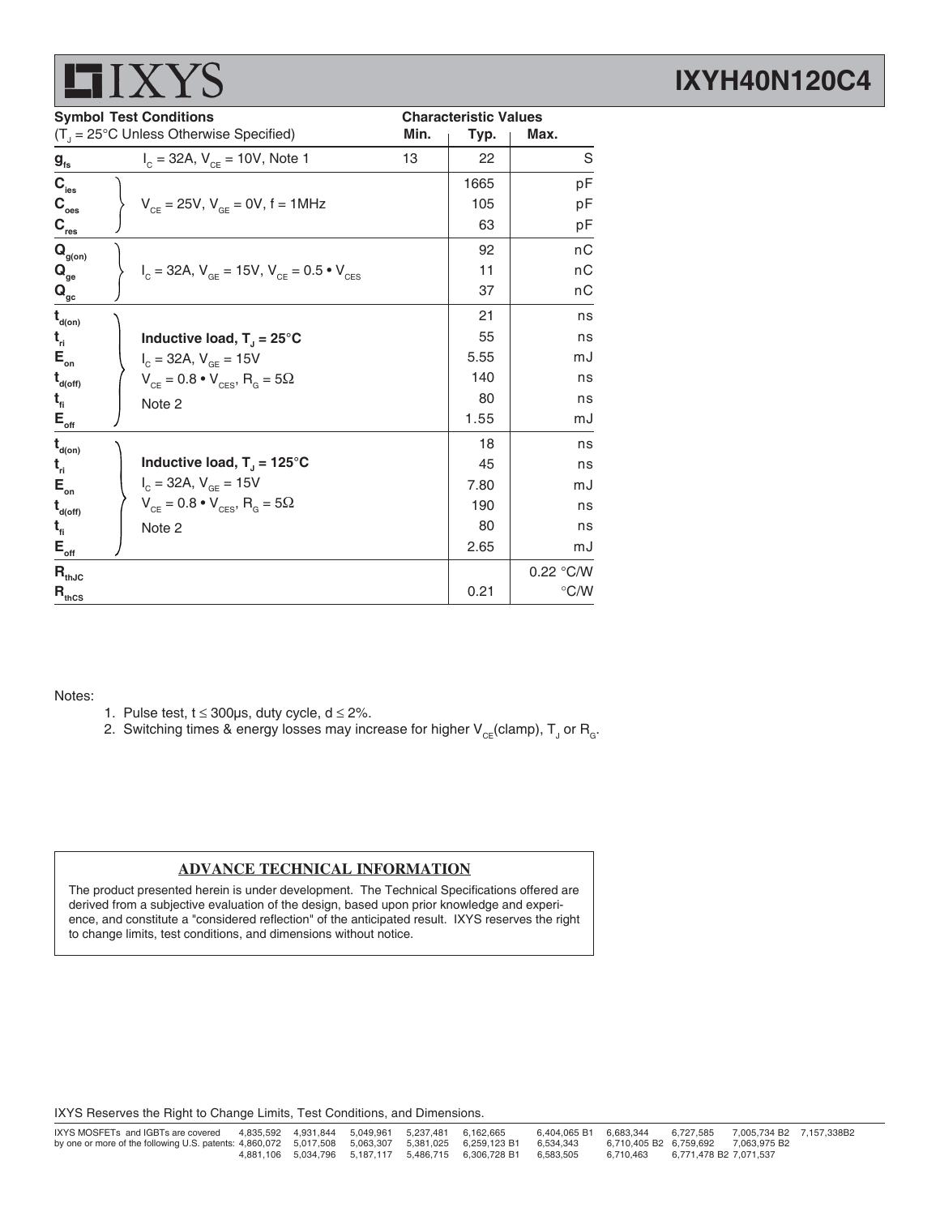| Symbol | Test Conditions ($T_J$ = 25°C Unless Otherwise Specified) | Min. | Typ. | Max. | Unit |
|---|---|---|---|---|---|
| $g_{fs}$ | $I_C$ = 32A, $V_{CE}$ = 10V, Note 1 | 13 | 22 | | S |
| $C_{ies}$ | $V_{CE}$ = 25V, $V_{GE}$ = 0V, f = 1MHz | | 1665 | | pF |
| $C_{oes}$ | | | 105 | | pF |
| $C_{res}$ | | | 63 | | pF |
| $Q_{g(on)}$ | $I_C$ = 32A, $V_{GE}$ = 15V, $V_{CE}$ = 0.5 • $V_{CES}$ | | 92 | | nC |
| $Q_{ge}$ | | | 11 | | nC |
| $Q_{gc}$ | | | 37 | | nC |
| $t_{d(on)}$ | **Inductive load, $T_J$ = 25°C**<br>$I_C$ = 32A, $V_{GE}$ = 15V<br>$V_{CE}$ = 0.8 • $V_{CES}$, $R_G$ = 5Ω<br>Note 2 | | 21 | | ns |
| $t_{ri}$ | | | 55 | | ns |
| $E_{on}$ | | | 5.55 | | mJ |
| $t_{d(off)}$ | | | 140 | | ns |
| $t_{fi}$ | | | 80 | | ns |
| $E_{off}$ | | | 1.55 | | mJ |
| $t_{d(on)}$ | **Inductive load, $T_J$ = 125°C**<br>$I_C$ = 32A, $V_{GE}$ = 15V<br>$V_{CE}$ = 0.8 • $V_{CES}$, $R_G$ = 5Ω<br>Note 2 | | 18 | | ns |
| $t_{ri}$ | | | 45 | | ns |
| $E_{on}$ | | | 7.80 | | mJ |
| $t_{d(off)}$ | | | 190 | | ns |
| $t_{fi}$ | | | 80 | | ns |
| $E_{off}$ | | | 2.65 | | mJ |
| $R_{thJC}$ | | | | 0.22 | °C/W |
| $R_{thCS}$ | | | 0.21 | | °C/W |

Notes:

1. Pulse test, t ≤ 300μs, duty cycle, d ≤ 2%.
2. Switching times & energy losses may increase for higher $V_{CE}$(clamp), $T_J$ or $R_G$.

**ADVANCE TECHNICAL INFORMATION**

The product presented herein is under development. The Technical Specifications offered are derived from a subjective evaluation of the design, based upon prior knowledge and experience, and constitute a "considered reflection" of the anticipated result. IXYS reserves the right to change limits, test conditions, and dimensions without notice.

IXYS Reserves the Right to Change Limits, Test Conditions, and Dimensions.

IXYS MOSFETs and IGBTs are covered by one or more of the following U.S. patents: 4,835,592 4,931,844 5,049,961 5,237,481 6,162,665 6,404,065 B1 6,683,344 6,727,585 7,005,734 B2 7,157,338B2 4,860,072 5,017,508 5,063,307 5,381,025 6,259,123 B1 6,534,343 6,710,405 B2 6,759,692 7,063,975 B2 4,881,106 5,034,796 5,187,117 5,486,715 6,306,728 B1 6,583,505 6,710,463 6,771,478 B2 7,071,537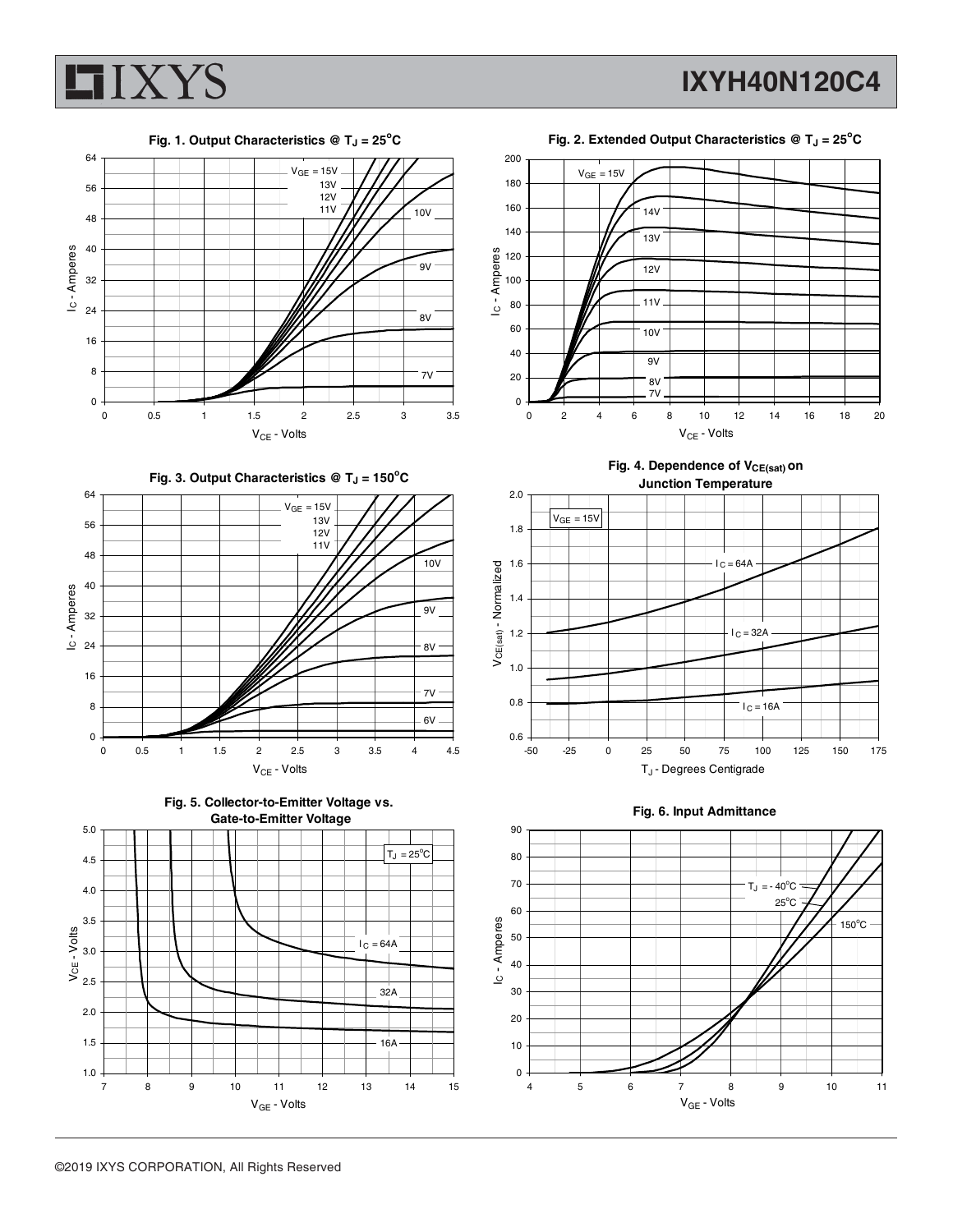**Fig. 1. Output Characteristics @ $T_J = 25^oC$**

**Fig. 2. Extended Output Characteristics @ $T_J = 25^oC$**

**Fig. 3. Output Characteristics @ $T_J = 150^oC$**

**Fig. 4. Dependence of $V_{CE(sat)}$ on Junction Temperature**

**Fig. 5. Collector-to-Emitter Voltage vs. Gate-to-Emitter Voltage**

**Fig. 6. Input Admittance**

©2019 IXYS CORPORATION, All Rights Reserved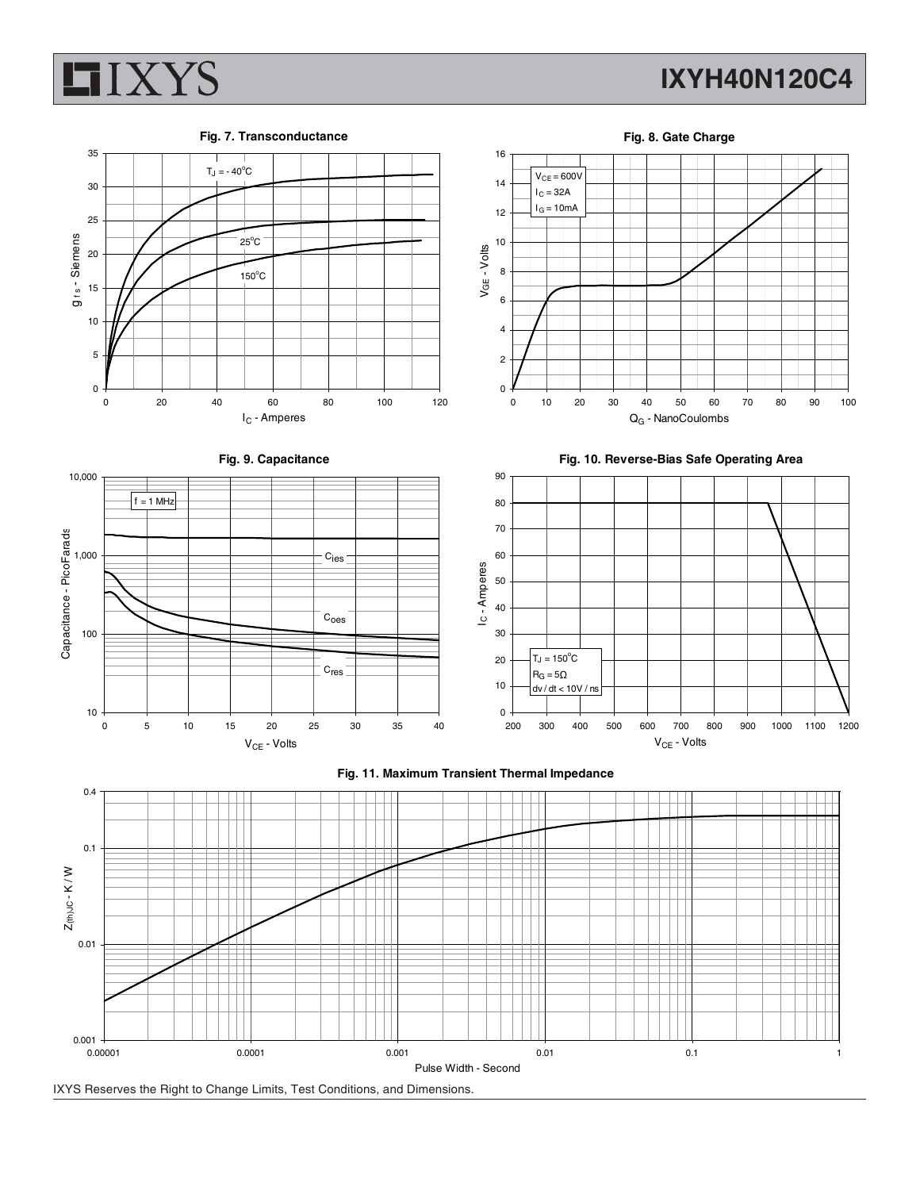Fig. 7. Transconductance

$T_J = -40^oC$

$25^oC$

$150^oC$

$g_{fs}$ - Siemens

$I_C$ - Amperes

Fig. 8. Gate Charge

$V_{CE} = 600V$
$I_C = 32A$
$I_G = 10mA$

$V_{GE}$ - Volts

$Q_G$ - NanoCoulombs

Fig. 9. Capacitance

f = 1 MHz

$C_{ies}$

$C_{oes}$

$C_{res}$

Capacitance - PicoFarads

$V_{CE}$ - Volts

Fig. 10. Reverse-Bias Safe Operating Area

$T_J = 150^oC$
$R_G = 5\Omega$
dv / dt < 10V / ns

$I_C$ - Amperes

$V_{CE}$ - Volts

Fig. 11. Maximum Transient Thermal Impedance

$Z_{(th)JC}$ - K / W

Pulse Width - Second

IXYS Reserves the Right to Change Limits, Test Conditions, and Dimensions.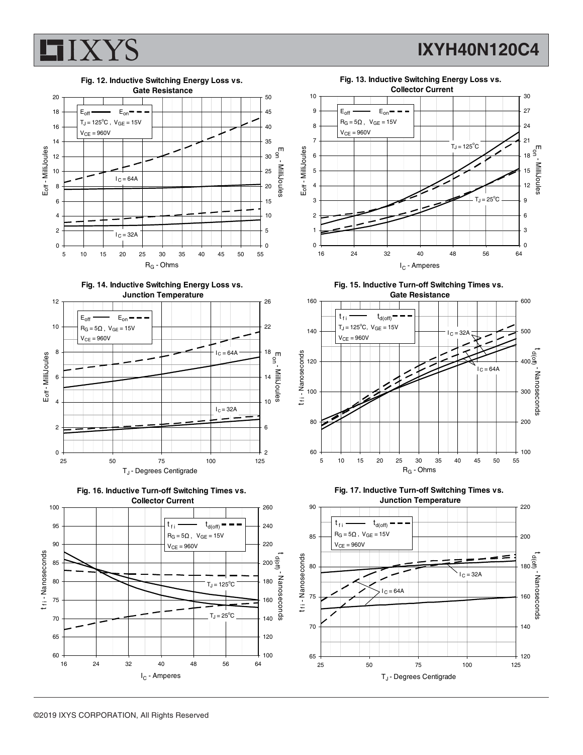**Fig. 12. Inductive Switching Energy Loss vs. Gate Resistance**

$E_{off}$ — $E_{on}$ - - -
$T_J = 125^oC$, $V_{GE} = 15V$
$V_{CE} = 960V$

$I_C = 64A$
$I_C = 32A$

$E_{off}$ - MilliJoules; $E_{on}$ - MilliJoules; $R_G$ - Ohms

**Fig. 13. Inductive Switching Energy Loss vs. Collector Current**

$E_{off}$ — $E_{on}$ - - -
$R_G = 5\Omega$, $V_{GE} = 15V$
$V_{CE} = 960V$

$T_J = 125^oC$
$T_J = 25^oC$

$E_{off}$ - MilliJoules; $E_{on}$ - MilliJoules; $I_C$ - Amperes

**Fig. 14. Inductive Switching Energy Loss vs. Junction Temperature**

$E_{off}$ — $E_{on}$ - - -
$R_G = 5\Omega$, $V_{GE} = 15V$
$V_{CE} = 960V$

$I_C = 64A$
$I_C = 32A$

$E_{off}$ - MilliJoules; $E_{on}$ - MilliJoules; $T_J$ - Degrees Centigrade

**Fig. 15. Inductive Turn-off Switching Times vs. Gate Resistance**

$t_{fi}$ — $t_{d(off)}$ - - -
$T_J = 125^oC$, $V_{GE} = 15V$
$V_{CE} = 960V$

$I_C = 32A$
$I_C = 64A$

$t_{fi}$ - Nanoseconds; $t_{d(off)}$ - Nanoseconds; $R_G$ - Ohms

**Fig. 16. Inductive Turn-off Switching Times vs. Collector Current**

$t_{fi}$ — $t_{d(off)}$ - - -
$R_G = 5\Omega$, $V_{GE} = 15V$
$V_{CE} = 960V$

$T_J = 125^oC$
$T_J = 25^oC$

$t_{fi}$ - Nanoseconds; $t_{d(off)}$ - Nanoseconds; $I_C$ - Amperes

**Fig. 17. Inductive Turn-off Switching Times vs. Junction Temperature**

$t_{fi}$ — $t_{d(off)}$ - - -
$R_G = 5\Omega$, $V_{GE} = 15V$
$V_{CE} = 960V$

$I_C = 32A$
$I_C = 64A$

$t_{fi}$ - Nanoseconds; $t_{d(off)}$ - Nanoseconds; $T_J$ - Degrees Centigrade

©2019 IXYS CORPORATION, All Rights Reserved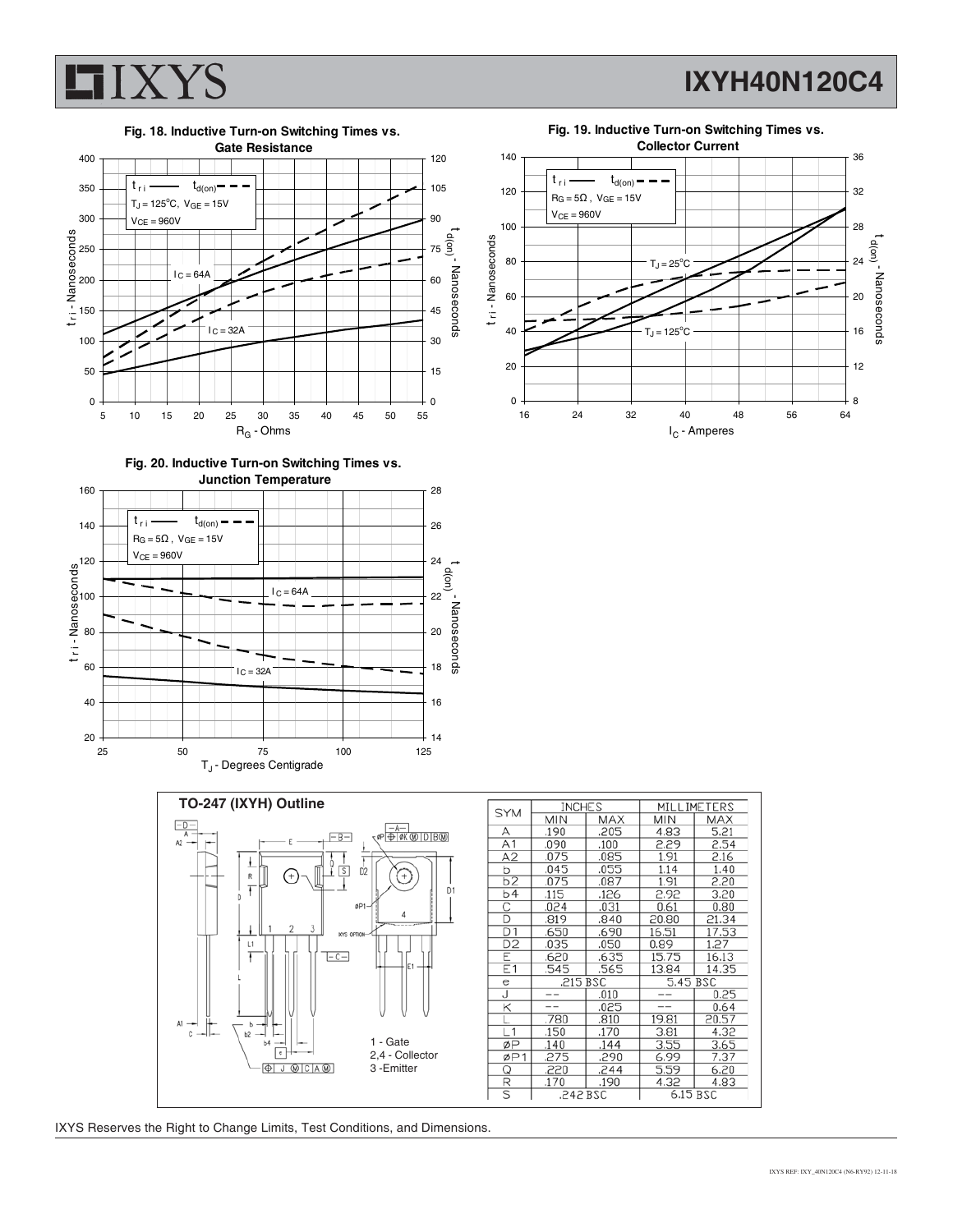**Fig. 18. Inductive Turn-on Switching Times vs. Gate Resistance**

$t_{ri}$ —— $t_{d(on)}$ - - - -
$T_J = 125^oC$, $V_{GE} = 15V$
$V_{CE} = 960V$

$I_C = 64A$
$I_C = 32A$

$t_{ri}$ - Nanoseconds; $t_{d(on)}$ - Nanoseconds; $R_G$ - Ohms

**Fig. 19. Inductive Turn-on Switching Times vs. Collector Current**

$t_{ri}$ —— $t_{d(on)}$ - - - -
$R_G = 5\Omega$, $V_{GE} = 15V$
$V_{CE} = 960V$

$T_J = 25^oC$
$T_J = 125^oC$

$t_{ri}$ - Nanoseconds; $t_{d(on)}$ - Nanoseconds; $I_C$ - Amperes

**Fig. 20. Inductive Turn-on Switching Times vs. Junction Temperature**

$t_{ri}$ —— $t_{d(on)}$ - - - -
$R_G = 5\Omega$, $V_{GE} = 15V$
$V_{CE} = 960V$

$I_C = 64A$
$I_C = 32A$

$t_{ri}$ - Nanoseconds; $t_{d(on)}$ - Nanoseconds; $T_J$ - Degrees Centigrade

**TO-247 (IXYH) Outline**

1 - Gate
2,4 - Collector
3 -Emitter

| SYM | INCHES MIN | INCHES MAX | MILLIMETERS MIN | MILLIMETERS MAX |
|---|---|---|---|---|
| A | .190 | .205 | 4.83 | 5.21 |
| A1 | .090 | .100 | 2.29 | 2.54 |
| A2 | .075 | .085 | 1.91 | 2.16 |
| b | .045 | .055 | 1.14 | 1.40 |
| b2 | .075 | .087 | 1.91 | 2.20 |
| b4 | .115 | .126 | 2.92 | 3.20 |
| C | .024 | .031 | 0.61 | 0.80 |
| D | .819 | .840 | 20.80 | 21.34 |
| D1 | .650 | .690 | 16.51 | 17.53 |
| D2 | .035 | .050 | 0.89 | 1.27 |
| E | .620 | .635 | 15.75 | 16.13 |
| E1 | .545 | .565 | 13.84 | 14.35 |
| e | .215 BSC | | 5.45 BSC | |
| J | -- | .010 | -- | 0.25 |
| K | -- | .025 | -- | 0.64 |
| L | .780 | .810 | 19.81 | 20.57 |
| L1 | .150 | .170 | 3.81 | 4.32 |
| ØP | .140 | .144 | 3.55 | 3.65 |
| ØP1 | .275 | .290 | 6.99 | 7.37 |
| Q | .220 | .244 | 5.59 | 6.20 |
| R | .170 | .190 | 4.32 | 4.83 |
| S | .242 BSC | | 6.15 BSC | |

IXYS Reserves the Right to Change Limits, Test Conditions, and Dimensions.

IXYS REF: IXY_40N120C4 (N6-RY92) 12-11-18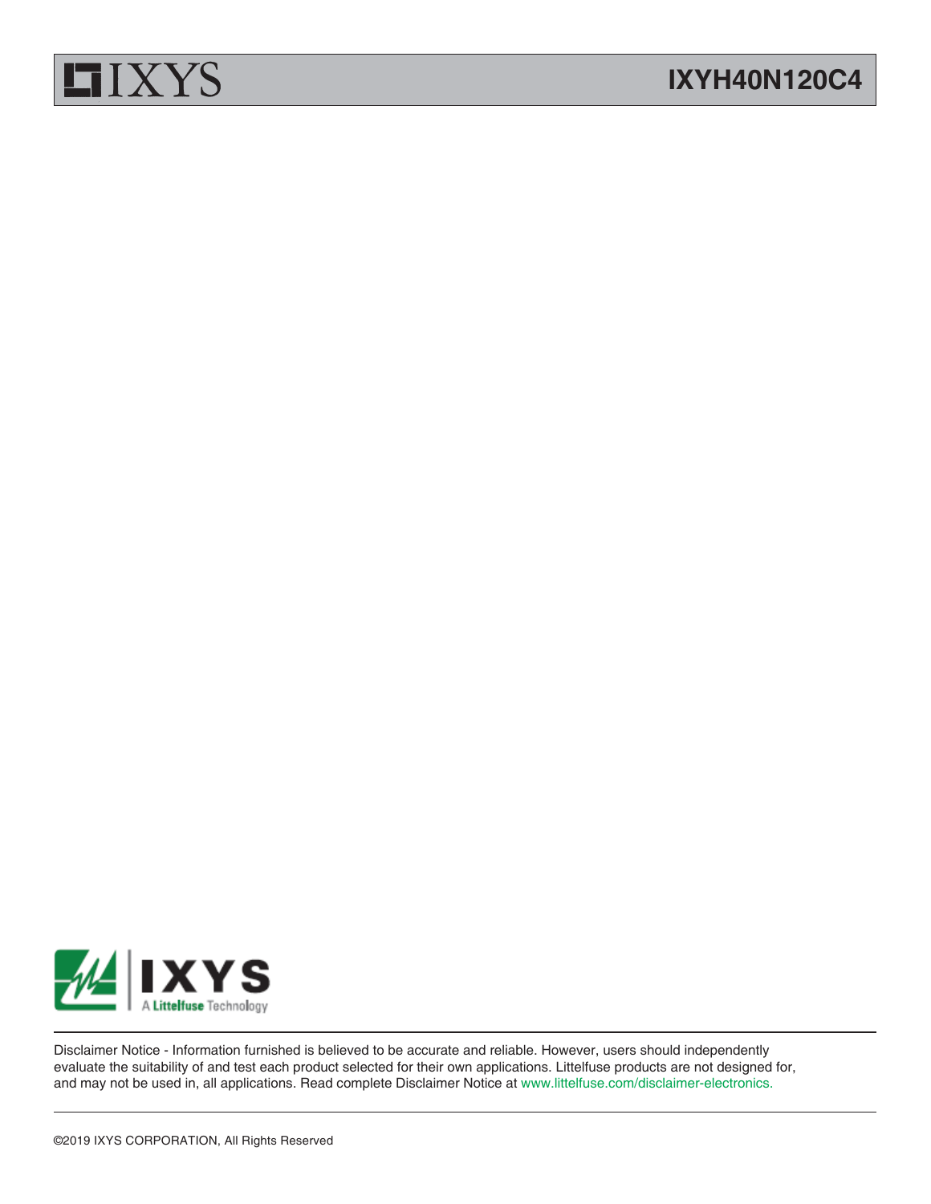IXYS A Littelfuse Technology

Disclaimer Notice - Information furnished is believed to be accurate and reliable. However, users should independently evaluate the suitability of and test each product selected for their own applications. Littelfuse products are not designed for, and may not be used in, all applications. Read complete Disclaimer Notice at www.littelfuse.com/disclaimer-electronics.

©2019 IXYS CORPORATION, All Rights Reserved